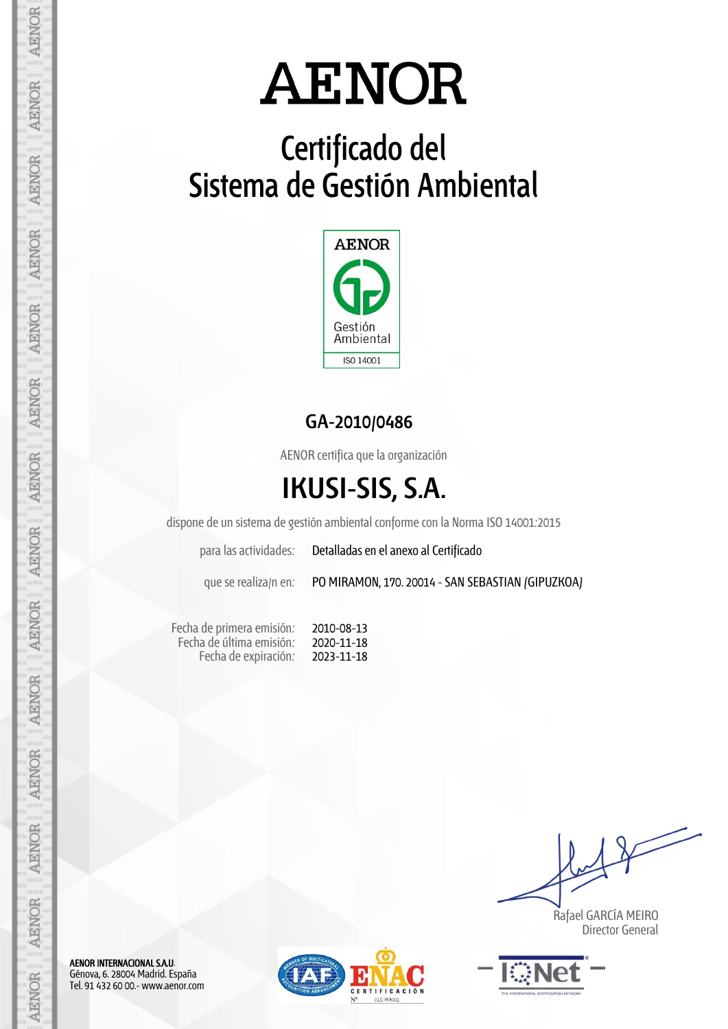# AENOR

## Certificado del Sistema de Gestión Ambiental

AENOR

Gestión Ambiental

ISO 14001

### GA-2010/0486

AENOR certifica que la organización

## IKUSI-SIS, S.A.

dispone de un sistema de gestión ambiental conforme con la Norma ISO 14001:2015

para las actividades: Detalladas en el anexo al Certificado

que se realiza/n en: PO MIRAMON, 170. 20014 - SAN SEBASTIAN (GIPUZKOA)

Fecha de primera emisión: 2010-08-13
Fecha de última emisión: 2020-11-18
Fecha de expiración: 2023-11-18

Rafael GARCÍA MEIRO
Director General

**AENOR INTERNACIONAL S.A.U.**
Génova, 6. 28004 Madrid. España
Tel. 91 432 60 00.- www.aenor.com

ENAC CERTIFICACIÓN Nº 01/C-MA001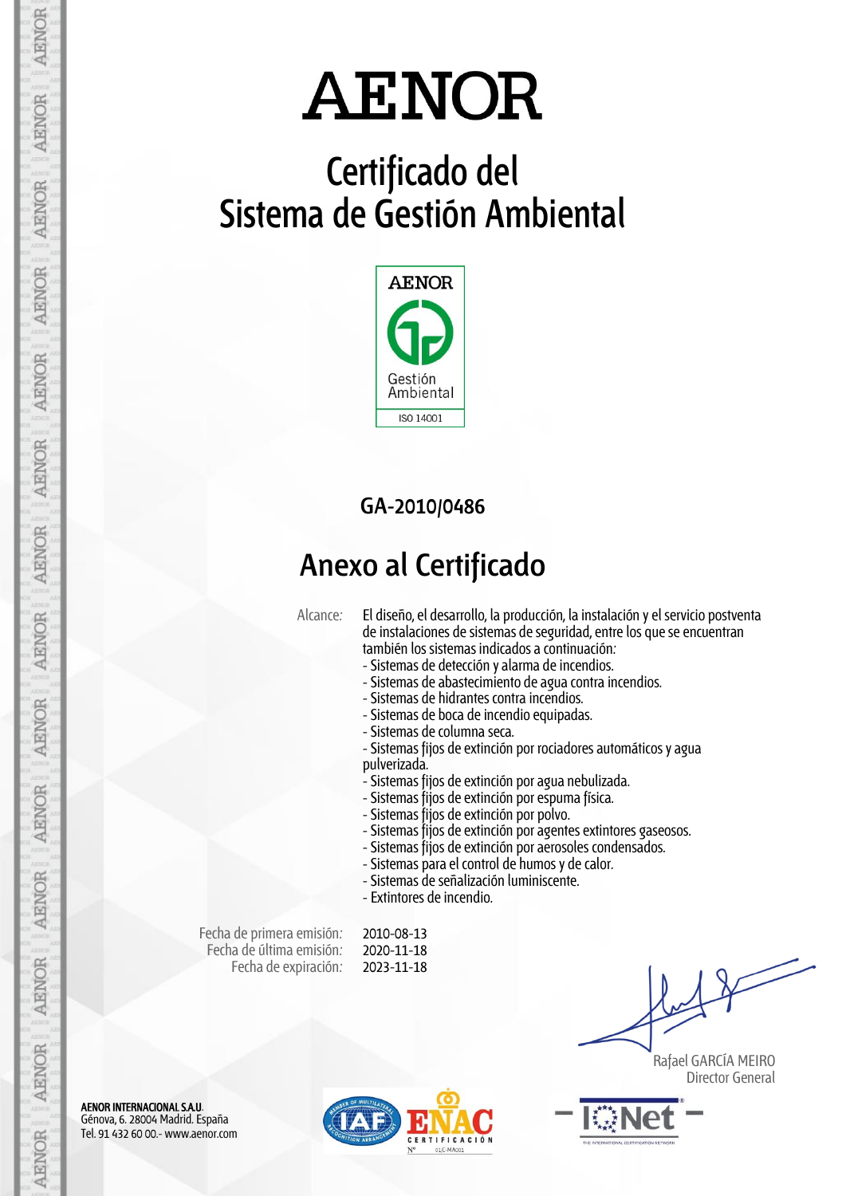# AENOR

## Certificado del Sistema de Gestión Ambiental

AENOR
Gestión Ambiental
ISO 14001

**GA-2010/0486**

## Anexo al Certificado

Alcance: El diseño, el desarrollo, la producción, la instalación y el servicio postventa de instalaciones de sistemas de seguridad, entre los que se encuentran también los sistemas indicados a continuación:

- Sistemas de detección y alarma de incendios.
- Sistemas de abastecimiento de agua contra incendios.
- Sistemas de hidrantes contra incendios.
- Sistemas de boca de incendio equipadas.
- Sistemas de columna seca.
- Sistemas fijos de extinción por rociadores automáticos y agua pulverizada.
- Sistemas fijos de extinción por agua nebulizada.
- Sistemas fijos de extinción por espuma física.
- Sistemas fijos de extinción por polvo.
- Sistemas fijos de extinción por agentes extintores gaseosos.
- Sistemas fijos de extinción por aerosoles condensados.
- Sistemas para el control de humos y de calor.
- Sistemas de señalización luminiscente.
- Extintores de incendio.

Fecha de primera emisión: 2010-08-13
Fecha de última emisión: 2020-11-18
Fecha de expiración: 2023-11-18

Rafael GARCÍA MEIRO
Director General

**AENOR INTERNACIONAL S.A.U.**
Génova, 6. 28004 Madrid. España
Tel. 91 432 60 00.- www.aenor.com

IAF — ENAC CERTIFICACIÓN Nº 01/C-MA001 — IQNet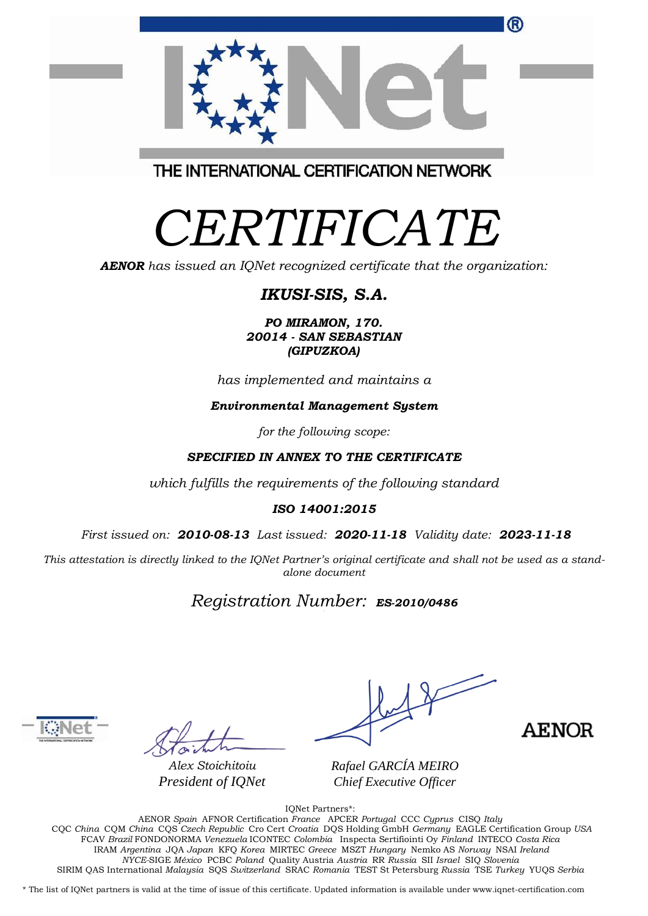THE INTERNATIONAL CERTIFICATION NETWORK

# CERTIFICATE

***AENOR*** *has issued an IQNet recognized certificate that the organization:*

## *IKUSI-SIS, S.A.*

***PO MIRAMON, 170.***
***20014 - SAN SEBASTIAN***
***(GIPUZKOA)***

*has implemented and maintains a*

***Environmental Management System***

*for the following scope:*

***SPECIFIED IN ANNEX TO THE CERTIFICATE***

*which fulfills the requirements of the following standard*

***ISO 14001:2015***

*First issued on:* ***2010-08-13*** *Last issued:* ***2020-11-18*** *Validity date:* ***2023-11-18***

*This attestation is directly linked to the IQNet Partner's original certificate and shall not be used as a stand-alone document*

*Registration Number:* ***ES-2010/0486***

*Alex Stoichitoiu*
*President of IQNet*

*Rafael GARCÍA MEIRO*
*Chief Executive Officer*

AENOR

IQNet Partners*:
AENOR *Spain* AFNOR Certification *France* APCER *Portugal* CCC *Cyprus* CISQ *Italy*
CQC *China* CQM *China* CQS *Czech Republic* Cro Cert *Croatia* DQS Holding GmbH *Germany* EAGLE Certification Group *USA*
FCAV *Brazil* FONDONORMA *Venezuela* ICONTEC *Colombia* Inspecta Sertifiointi Oy *Finland* INTECO *Costa Rica*
IRAM *Argentina* JQA *Japan* KFQ *Korea* MIRTEC *Greece* MSZT *Hungary* Nemko AS *Norway* NSAI *Ireland*
*NYCE*-SIGE *México* PCBC *Poland* Quality Austria *Austria* RR *Russia* SII *Israel* SIQ *Slovenia*
SIRIM QAS International *Malaysia* SQS *Switzerland* SRAC *Romania* TEST St Petersburg *Russia* TSE *Turkey* YUQS *Serbia*

* The list of IQNet partners is valid at the time of issue of this certificate. Updated information is available under www.iqnet-certification.com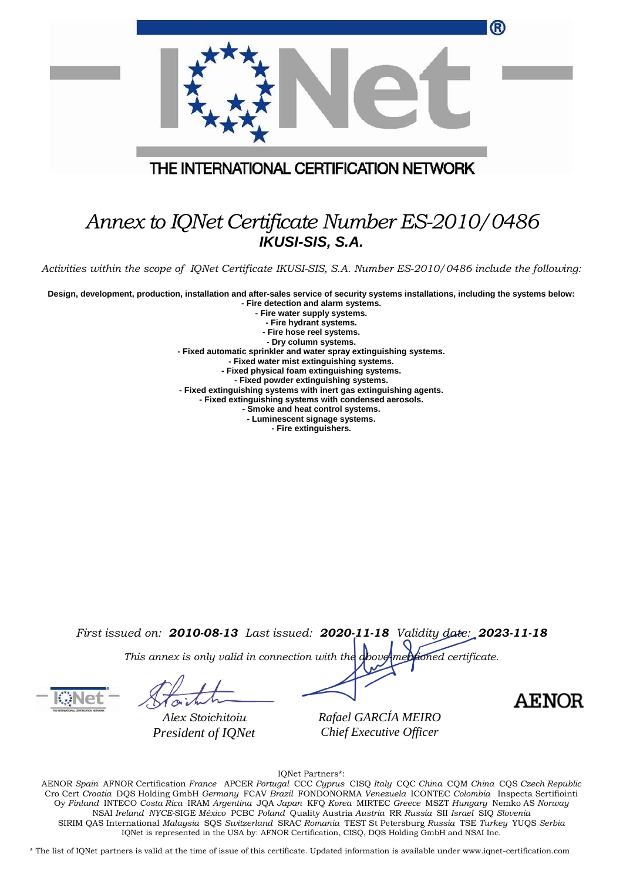THE INTERNATIONAL CERTIFICATION NETWORK

# *Annex to IQNet Certificate Number ES-2010/0486*

## ***IKUSI-SIS, S.A.***

*Activities within the scope of IQNet Certificate IKUSI-SIS, S.A. Number ES-2010/0486 include the following:*

**Design, development, production, installation and after-sales service of security systems installations, including the systems below:**

**- Fire detection and alarm systems.**
**- Fire water supply systems.**
**- Fire hydrant systems.**
**- Fire hose reel systems.**
**- Dry column systems.**
**- Fixed automatic sprinkler and water spray extinguishing systems.**
**- Fixed water mist extinguishing systems.**
**- Fixed physical foam extinguishing systems.**
**- Fixed powder extinguishing systems.**
**- Fixed extinguishing systems with inert gas extinguishing agents.**
**- Fixed extinguishing systems with condensed aerosols.**
**- Smoke and heat control systems.**
**- Luminescent signage systems.**
**- Fire extinguishers.**

*First issued on:* ***2010-08-13*** *Last issued:* ***2020-11-18*** *Validity date:* ***2023-11-18***

*This annex is only valid in connection with the above-mentioned certificate.*

*Alex Stoichitoiu*
*President of IQNet*

*Rafael GARCÍA MEIRO*
*Chief Executive Officer*

AENOR

IQNet Partners*:

AENOR *Spain* AFNOR Certification *France* APCER *Portugal* CCC *Cyprus* CISQ *Italy* CQC *China* CQM *China* CQS *Czech Republic* Cro Cert *Croatia* DQS Holding GmbH *Germany* FCAV *Brazil* FONDONORMA *Venezuela* ICONTEC *Colombia* Inspecta Sertifiointi Oy *Finland* INTECO *Costa Rica* IRAM *Argentina* JQA *Japan* KFQ *Korea* MIRTEC *Greece* MSZT *Hungary* Nemko AS *Norway* NSAI *Ireland* *NYCE*-SIGE *México* PCBC *Poland* Quality Austria *Austria* RR *Russia* SII *Israel* SIQ *Slovenia* SIRIM QAS International *Malaysia* SQS *Switzerland* SRAC *Romania* TEST St Petersburg *Russia* TSE *Turkey* YUQS *Serbia*
IQNet is represented in the USA by: AFNOR Certification, CISQ, DQS Holding GmbH and NSAI Inc.

* The list of IQNet partners is valid at the time of issue of this certificate. Updated information is available under www.iqnet-certification.com